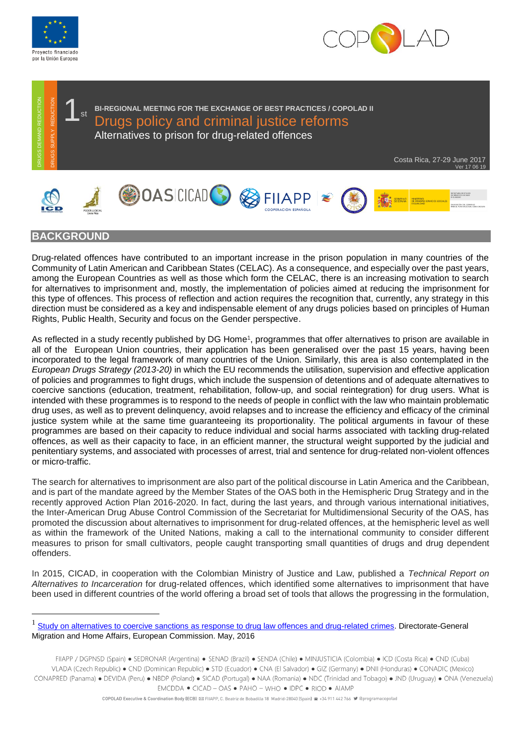Proyecto financiado por la Unión Europea

COPOLAD

DRUGS DEMAND REDUCTION | DRUGS SUPPLY REDUCTION

1st

**BI-REGIONAL MEETING FOR THE EXCHANGE OF BEST PRACTICES / COPOLAD II**

# Drugs policy and criminal justice reforms

## Alternatives to prison for drug-related offences

Costa Rica, 27-29 June 2017
Ver 17 06 19

## BACKGROUND

Drug-related offences have contributed to an important increase in the prison population in many countries of the Community of Latin American and Caribbean States (CELAC). As a consequence, and especially over the past years, among the European Countries as well as those which form the CELAC, there is an increasing motivation to search for alternatives to imprisonment and, mostly, the implementation of policies aimed at reducing the imprisonment for this type of offences. This process of reflection and action requires the recognition that, currently, any strategy in this direction must be considered as a key and indispensable element of any drugs policies based on principles of Human Rights, Public Health, Security and focus on the Gender perspective.

As reflected in a study recently published by DG Home[1], programmes that offer alternatives to prison are available in all of the European Union countries, their application has been generalised over the past 15 years, having been incorporated to the legal framework of many countries of the Union. Similarly, this area is also contemplated in the *European Drugs Strategy (2013-20)* in which the EU recommends the utilisation, supervision and effective application of policies and programmes to fight drugs, which include the suspension of detentions and of adequate alternatives to coercive sanctions (education, treatment, rehabilitation, follow-up, and social reintegration) for drug users. What is intended with these programmes is to respond to the needs of people in conflict with the law who maintain problematic drug uses, as well as to prevent delinquency, avoid relapses and to increase the efficiency and efficacy of the criminal justice system while at the same time guaranteeing its proportionality. The political arguments in favour of these programmes are based on their capacity to reduce individual and social harms associated with tackling drug-related offences, as well as their capacity to face, in an efficient manner, the structural weight supported by the judicial and penitentiary systems, and associated with processes of arrest, trial and sentence for drug-related non-violent offences or micro-traffic.

The search for alternatives to imprisonment are also part of the political discourse in Latin America and the Caribbean, and is part of the mandate agreed by the Member States of the OAS both in the Hemispheric Drug Strategy and in the recently approved Action Plan 2016-2020. In fact, during the last years, and through various international initiatives, the Inter-American Drug Abuse Control Commission of the Secretariat for Multidimensional Security of the OAS, has promoted the discussion about alternatives to imprisonment for drug-related offences, at the hemispheric level as well as within the framework of the United Nations, making a call to the international community to consider different measures to prison for small cultivators, people caught transporting small quantities of drugs and drug dependent offenders.

In 2015, CICAD, in cooperation with the Colombian Ministry of Justice and Law, published a *Technical Report on Alternatives to Incarceration* for drug-related offences, which identified some alternatives to imprisonment that have been used in different countries of the world offering a broad set of tools that allows the progressing in the formulation,

[1] Study on alternatives to coercive sanctions as response to drug law offences and drug-related crimes. Directorate-General Migration and Home Affairs, European Commission. May, 2016

FIIAPP / DGPNSD (Spain) ● SEDRONAR (Argentina) ● SENAD (Brazil) ● SENDA (Chile) ● MINJUSTICIA (Colombia) ● ICD (Costa Rica) ● CND (Cuba) VLADA (Czech Republic) ● CND (Dominican Republic) ● STD (Ecuador) ● CNA (El Salvador) ● GIZ (Germany) ● DNII (Honduras) ● CONADIC (Mexico) CONAPRED (Panama) ● DEVIDA (Peru) ● NBDP (Poland) ● SICAD (Portugal) ● NAA (Romania) ● NDC (Trinidad and Tobago) ● JND (Uruguay) ● ONA (Venezuela) EMCDDA ● CICAD – OAS ● PAHO – WHO ● IDPC ● RIOD ● AIAMP

COPOLAD Executive & Coordination Body (ECB) FIIAPP, C. Beatriz de Bobadilla 18 Madrid-28040 (Spain) +34 911 442 766 @programacopolad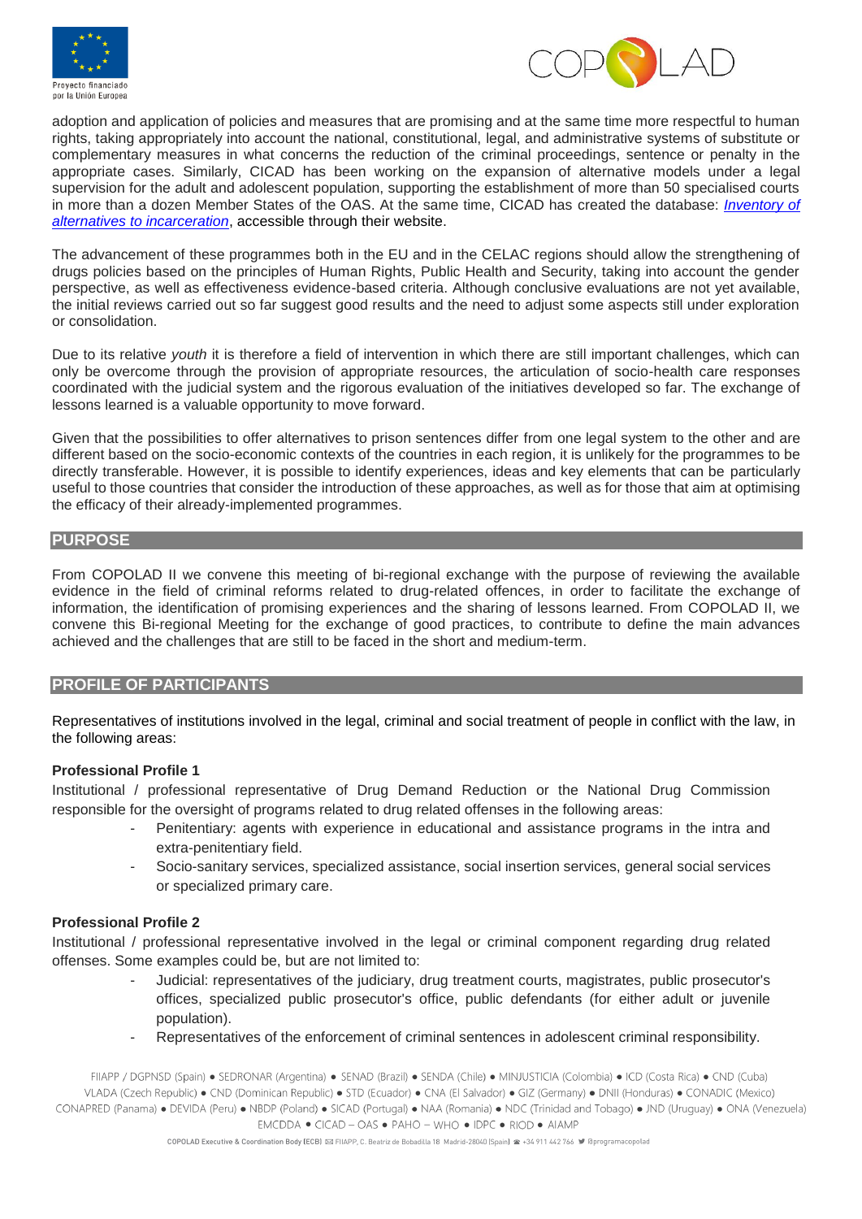adoption and application of policies and measures that are promising and at the same time more respectful to human rights, taking appropriately into account the national, constitutional, legal, and administrative systems of substitute or complementary measures in what concerns the reduction of the criminal proceedings, sentence or penalty in the appropriate cases. Similarly, CICAD has been working on the expansion of alternative models under a legal supervision for the adult and adolescent population, supporting the establishment of more than 50 specialised courts in more than a dozen Member States of the OAS. At the same time, CICAD has created the database: *Inventory of alternatives to incarceration*, accessible through their website.

The advancement of these programmes both in the EU and in the CELAC regions should allow the strengthening of drugs policies based on the principles of Human Rights, Public Health and Security, taking into account the gender perspective, as well as effectiveness evidence-based criteria. Although conclusive evaluations are not yet available, the initial reviews carried out so far suggest good results and the need to adjust some aspects still under exploration or consolidation.

Due to its relative *youth* it is therefore a field of intervention in which there are still important challenges, which can only be overcome through the provision of appropriate resources, the articulation of socio-health care responses coordinated with the judicial system and the rigorous evaluation of the initiatives developed so far. The exchange of lessons learned is a valuable opportunity to move forward.

Given that the possibilities to offer alternatives to prison sentences differ from one legal system to the other and are different based on the socio-economic contexts of the countries in each region, it is unlikely for the programmes to be directly transferable. However, it is possible to identify experiences, ideas and key elements that can be particularly useful to those countries that consider the introduction of these approaches, as well as for those that aim at optimising the efficacy of their already-implemented programmes.

## PURPOSE

From COPOLAD II we convene this meeting of bi-regional exchange with the purpose of reviewing the available evidence in the field of criminal reforms related to drug-related offences, in order to facilitate the exchange of information, the identification of promising experiences and the sharing of lessons learned. From COPOLAD II, we convene this Bi-regional Meeting for the exchange of good practices, to contribute to define the main advances achieved and the challenges that are still to be faced in the short and medium-term.

## PROFILE OF PARTICIPANTS

Representatives of institutions involved in the legal, criminal and social treatment of people in conflict with the law, in the following areas:

**Professional Profile 1**

Institutional / professional representative of Drug Demand Reduction or the National Drug Commission responsible for the oversight of programs related to drug related offenses in the following areas:

- Penitentiary: agents with experience in educational and assistance programs in the intra and extra-penitentiary field.
- Socio-sanitary services, specialized assistance, social insertion services, general social services or specialized primary care.

**Professional Profile 2**

Institutional / professional representative involved in the legal or criminal component regarding drug related offenses. Some examples could be, but are not limited to:

- Judicial: representatives of the judiciary, drug treatment courts, magistrates, public prosecutor's offices, specialized public prosecutor's office, public defendants (for either adult or juvenile population).
- Representatives of the enforcement of criminal sentences in adolescent criminal responsibility.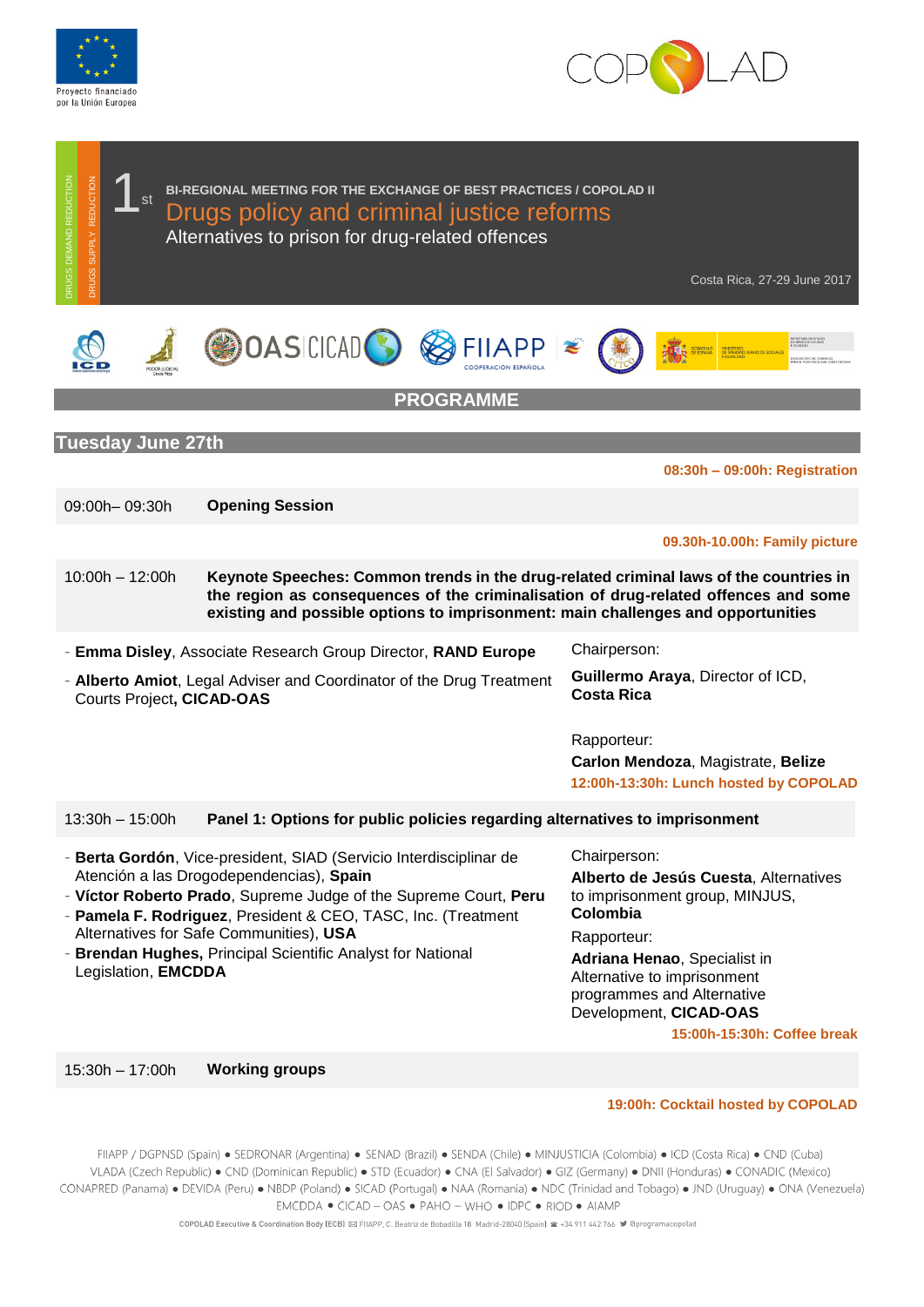Proyecto financiado por la Unión Europea

COPOLAD

DRUGS DEMAND REDUCTION

DRUGS SUPPLY REDUCTION

1st BI-REGIONAL MEETING FOR THE EXCHANGE OF BEST PRACTICES / COPOLAD II

# Drugs policy and criminal justice reforms

Alternatives to prison for drug-related offences

Costa Rica, 27-29 June 2017

## PROGRAMME

### Tuesday June 27th

**08:30h – 09:00h: Registration**

| | |
|---|---|
| 09:00h– 09:30h | **Opening Session** |

**09.30h-10.00h: Family picture**

| | |
|---|---|
| 10:00h – 12:00h | **Keynote Speeches: Common trends in the drug-related criminal laws of the countries in the region as consequences of the criminalisation of drug-related offences and some existing and possible options to imprisonment: main challenges and opportunities** |

- **Emma Disley**, Associate Research Group Director, **RAND Europe**
- **Alberto Amiot**, Legal Adviser and Coordinator of the Drug Treatment Courts Project**, CICAD-OAS**

Chairperson:
**Guillermo Araya**, Director of ICD, **Costa Rica**

Rapporteur:
**Carlon Mendoza**, Magistrate, **Belize**

**12:00h-13:30h: Lunch hosted by COPOLAD**

| | |
|---|---|
| 13:30h – 15:00h | **Panel 1: Options for public policies regarding alternatives to imprisonment** |

- **Berta Gordón**, Vice-president, SIAD (Servicio Interdisciplinar de Atención a las Drogodependencias), **Spain**
- **Víctor Roberto Prado**, Supreme Judge of the Supreme Court, **Peru**
- **Pamela F. Rodriguez**, President & CEO, TASC, Inc. (Treatment Alternatives for Safe Communities), **USA**
- **Brendan Hughes,** Principal Scientific Analyst for National Legislation, **EMCDDA**

Chairperson:
**Alberto de Jesús Cuesta**, Alternatives to imprisonment group, MINJUS, **Colombia**

Rapporteur:
**Adriana Henao**, Specialist in Alternative to imprisonment programmes and Alternative Development, **CICAD-OAS**

**15:00h-15:30h: Coffee break**

| | |
|---|---|
| 15:30h – 17:00h | **Working groups** |

**19:00h: Cocktail hosted by COPOLAD**

FIIAPP / DGPNSD (Spain) ● SEDRONAR (Argentina) ● SENAD (Brazil) ● SENDA (Chile) ● MINJUSTICIA (Colombia) ● ICD (Costa Rica) ● CND (Cuba) VLADA (Czech Republic) ● CND (Dominican Republic) ● STD (Ecuador) ● CNA (El Salvador) ● GIZ (Germany) ● DNII (Honduras) ● CONADIC (Mexico) CONAPRED (Panama) ● DEVIDA (Peru) ● NBDP (Poland) ● SICAD (Portugal) ● NAA (Romania) ● NDC (Trinidad and Tobago) ● JND (Uruguay) ● ONA (Venezuela) EMCDDA ● CICAD – OAS ● PAHO – WHO ● IDPC ● RIOD ● AIAMP

COPOLAD Executive & Coordination Body (ECB) FIIAPP, C. Beatriz de Bobadilla 18 Madrid-28040 (Spain) +34 911 442 766 @programacopolad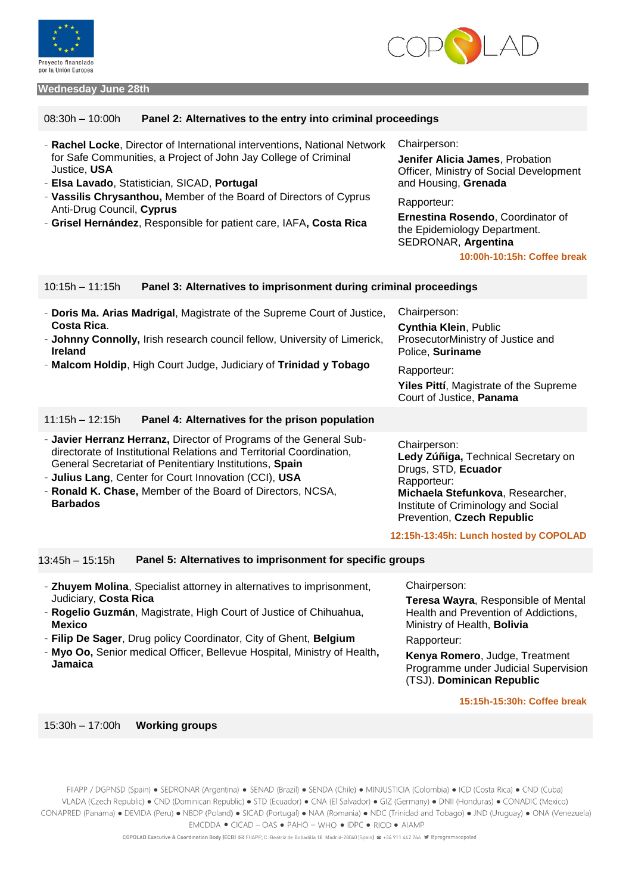## Wednesday June 28th

### 08:30h – 10:00h Panel 2: Alternatives to the entry into criminal proceedings

- **Rachel Locke**, Director of International interventions, National Network for Safe Communities, a Project of John Jay College of Criminal Justice, **USA**
- **Elsa Lavado**, Statistician, SICAD, **Portugal**
- **Vassilis Chrysanthou,** Member of the Board of Directors of Cyprus Anti-Drug Council, **Cyprus**
- **Grisel Hernández**, Responsible for patient care, IAFA**, Costa Rica**

Chairperson:

**Jenifer Alicia James**, Probation Officer, Ministry of Social Development and Housing, **Grenada**

Rapporteur:

**Ernestina Rosendo**, Coordinator of the Epidemiology Department. SEDRONAR, **Argentina**

**10:00h-10:15h: Coffee break**

### 10:15h – 11:15h Panel 3: Alternatives to imprisonment during criminal proceedings

- **Doris Ma. Arias Madrigal**, Magistrate of the Supreme Court of Justice, **Costa Rica**.
- **Johnny Connolly,** Irish research council fellow, University of Limerick, **Ireland**
- **Malcom Holdip**, High Court Judge, Judiciary of **Trinidad y Tobago**

Chairperson:

**Cynthia Klein**, Public ProsecutorMinistry of Justice and Police, **Suriname**

Rapporteur:

**Yiles Pittí**, Magistrate of the Supreme Court of Justice, **Panama**

### 11:15h – 12:15h Panel 4: Alternatives for the prison population

- **Javier Herranz Herranz,** Director of Programs of the General Sub-directorate of Institutional Relations and Territorial Coordination, General Secretariat of Penitentiary Institutions, **Spain**
- **Julius Lang**, Center for Court Innovation (CCI), **USA**
- **Ronald K. Chase,** Member of the Board of Directors, NCSA, **Barbados**

Chairperson:
**Ledy Zúñiga,** Technical Secretary on Drugs, STD, **Ecuador**
Rapporteur:
**Michaela Stefunkova**, Researcher, Institute of Criminology and Social Prevention, **Czech Republic**

**12:15h-13:45h: Lunch hosted by COPOLAD**

### 13:45h – 15:15h Panel 5: Alternatives to imprisonment for specific groups

- **Zhuyem Molina**, Specialist attorney in alternatives to imprisonment, Judiciary, **Costa Rica**
- **Rogelio Guzmán**, Magistrate, High Court of Justice of Chihuahua, **Mexico**
- **Filip De Sager**, Drug policy Coordinator, City of Ghent, **Belgium**
- **Myo Oo,** Senior medical Officer, Bellevue Hospital, Ministry of Health**, Jamaica**

Chairperson:

**Teresa Wayra**, Responsible of Mental Health and Prevention of Addictions, Ministry of Health, **Bolivia**

Rapporteur:

**Kenya Romero**, Judge, Treatment Programme under Judicial Supervision (TSJ). **Dominican Republic**

**15:15h-15:30h: Coffee break**

### 15:30h – 17:00h Working groups

FIIAPP / DGPNSD (Spain) ● SEDRONAR (Argentina) ● SENAD (Brazil) ● SENDA (Chile) ● MINJUSTICIA (Colombia) ● ICD (Costa Rica) ● CND (Cuba)
VLADA (Czech Republic) ● CND (Dominican Republic) ● STD (Ecuador) ● CNA (El Salvador) ● GIZ (Germany) ● DNII (Honduras) ● CONADIC (Mexico)
CONAPRED (Panama) ● DEVIDA (Peru) ● NBDP (Poland) ● SICAD (Portugal) ● NAA (Romania) ● NDC (Trinidad and Tobago) ● JND (Uruguay) ● ONA (Venezuela)
EMCDDA ● CICAD – OAS ● PAHO – WHO ● IDPC ● RIOD ● AIAMP

COPOLAD Executive & Coordination Body (ECB) FIIAPP, C. Beatriz de Bobadilla 18 Madrid-28040 (Spain) +34 911 442 766 @programacopolad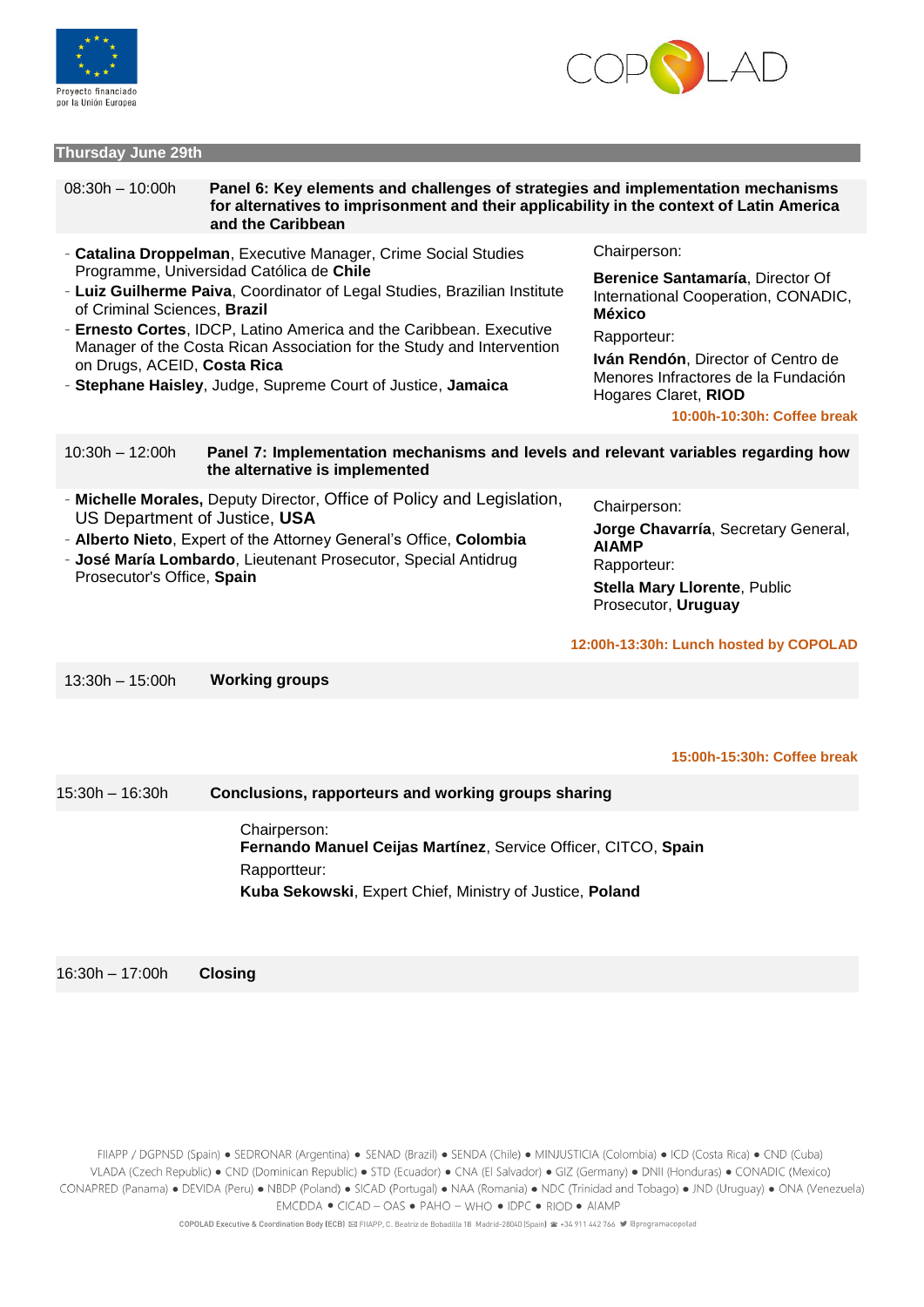Proyecto financiado por la Unión Europea

COPOLAD

## Thursday June 29th

**08:30h – 10:00h** **Panel 6: Key elements and challenges of strategies and implementation mechanisms for alternatives to imprisonment and their applicability in the context of Latin America and the Caribbean**

- **Catalina Droppelman**, Executive Manager, Crime Social Studies Programme, Universidad Católica de **Chile**
- **Luiz Guilherme Paiva**, Coordinator of Legal Studies, Brazilian Institute of Criminal Sciences, **Brazil**
- **Ernesto Cortes**, IDCP, Latino America and the Caribbean. Executive Manager of the Costa Rican Association for the Study and Intervention on Drugs, ACEID, **Costa Rica**
- **Stephane Haisley**, Judge, Supreme Court of Justice, **Jamaica**

Chairperson:

**Berenice Santamaría**, Director Of International Cooperation, CONADIC, **México**

Rapporteur:

**Iván Rendón**, Director of Centro de Menores Infractores de la Fundación Hogares Claret, **RIOD**

**10:00h-10:30h: Coffee break**

**10:30h – 12:00h** **Panel 7: Implementation mechanisms and levels and relevant variables regarding how the alternative is implemented**

- **Michelle Morales,** Deputy Director, Office of Policy and Legislation, US Department of Justice, **USA**
- **Alberto Nieto**, Expert of the Attorney General's Office, **Colombia**
- **José María Lombardo**, Lieutenant Prosecutor, Special Antidrug Prosecutor's Office, **Spain**

Chairperson:

**Jorge Chavarría**, Secretary General, **AIAMP**

Rapporteur:

**Stella Mary Llorente**, Public Prosecutor, **Uruguay**

**12:00h-13:30h: Lunch hosted by COPOLAD**

**13:30h – 15:00h** **Working groups**

**15:00h-15:30h: Coffee break**

**15:30h – 16:30h** **Conclusions, rapporteurs and working groups sharing**

Chairperson:
**Fernando Manuel Ceijas Martínez**, Service Officer, CITCO, **Spain**

Rapportteur:

**Kuba Sekowski**, Expert Chief, Ministry of Justice, **Poland**

**16:30h – 17:00h** **Closing**

FIIAPP / DGPNSD (Spain) ● SEDRONAR (Argentina) ● SENAD (Brazil) ● SENDA (Chile) ● MINJUSTICIA (Colombia) ● ICD (Costa Rica) ● CND (Cuba) VLADA (Czech Republic) ● CND (Dominican Republic) ● STD (Ecuador) ● CNA (El Salvador) ● GIZ (Germany) ● DNII (Honduras) ● CONADIC (Mexico) CONAPRED (Panama) ● DEVIDA (Peru) ● NBDP (Poland) ● SICAD (Portugal) ● NAA (Romania) ● NDC (Trinidad and Tobago) ● JND (Uruguay) ● ONA (Venezuela) EMCDDA ● CICAD – OAS ● PAHO – WHO ● IDPC ● RIOD ● AIAMP

COPOLAD Executive & Coordination Body (ECB) FIIAPP, C. Beatriz de Bobadilla 18 Madrid-28040 (Spain) +34 911 442 766 @programacopolad